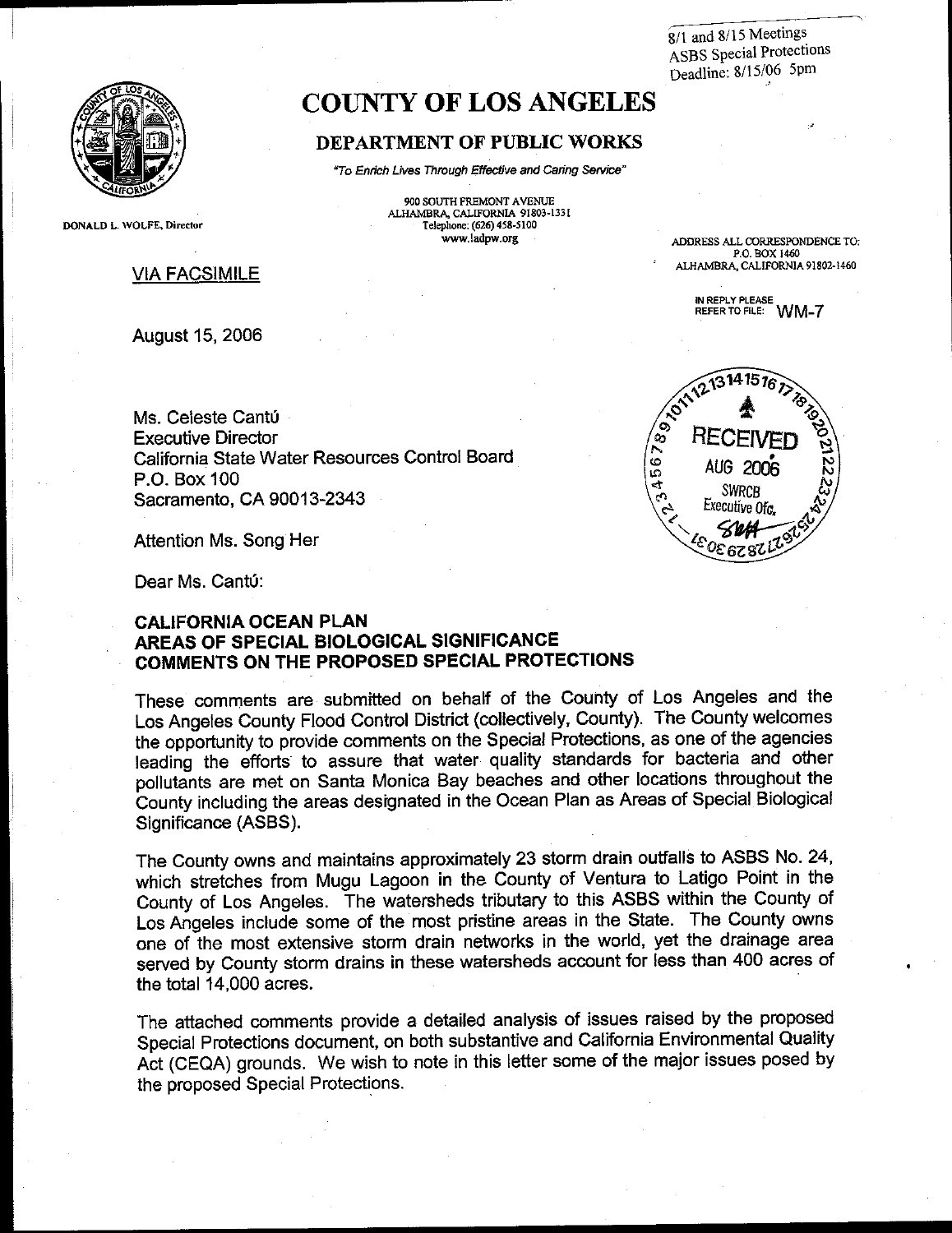8/1 and 8/15 Meetings
ASBS Special Protections
Deadline: 8/15/06 5pm

# COUNTY OF LOS ANGELES

## DEPARTMENT OF PUBLIC WORKS

*"To Enrich Lives Through Effective and Caring Service"*

900 SOUTH FREMONT AVENUE
ALHAMBRA, CALIFORNIA 91803-1331
Telephone: (626) 458-5100
www.ladpw.org

DONALD L. WOLFE, Director

ADDRESS ALL CORRESPONDENCE TO:
P.O. BOX 1460
ALHAMBRA, CALIFORNIA 91802-1460

IN REPLY PLEASE REFER TO FILE: WM-7

VIA FACSIMILE

RECEIVED
AUG 2006
SWRCB
Executive Ofc.

August 15, 2006

Ms. Celeste Cantú
Executive Director
California State Water Resources Control Board
P.O. Box 100
Sacramento, CA 90013-2343

Attention Ms. Song Her

Dear Ms. Cantú:

**CALIFORNIA OCEAN PLAN**
**AREAS OF SPECIAL BIOLOGICAL SIGNIFICANCE**
**COMMENTS ON THE PROPOSED SPECIAL PROTECTIONS**

These comments are submitted on behalf of the County of Los Angeles and the Los Angeles County Flood Control District (collectively, County). The County welcomes the opportunity to provide comments on the Special Protections, as one of the agencies leading the efforts to assure that water quality standards for bacteria and other pollutants are met on Santa Monica Bay beaches and other locations throughout the County including the areas designated in the Ocean Plan as Areas of Special Biological Significance (ASBS).

The County owns and maintains approximately 23 storm drain outfalls to ASBS No. 24, which stretches from Mugu Lagoon in the County of Ventura to Latigo Point in the County of Los Angeles. The watersheds tributary to this ASBS within the County of Los Angeles include some of the most pristine areas in the State. The County owns one of the most extensive storm drain networks in the world, yet the drainage area served by County storm drains in these watersheds account for less than 400 acres of the total 14,000 acres.

The attached comments provide a detailed analysis of issues raised by the proposed Special Protections document, on both substantive and California Environmental Quality Act (CEQA) grounds. We wish to note in this letter some of the major issues posed by the proposed Special Protections.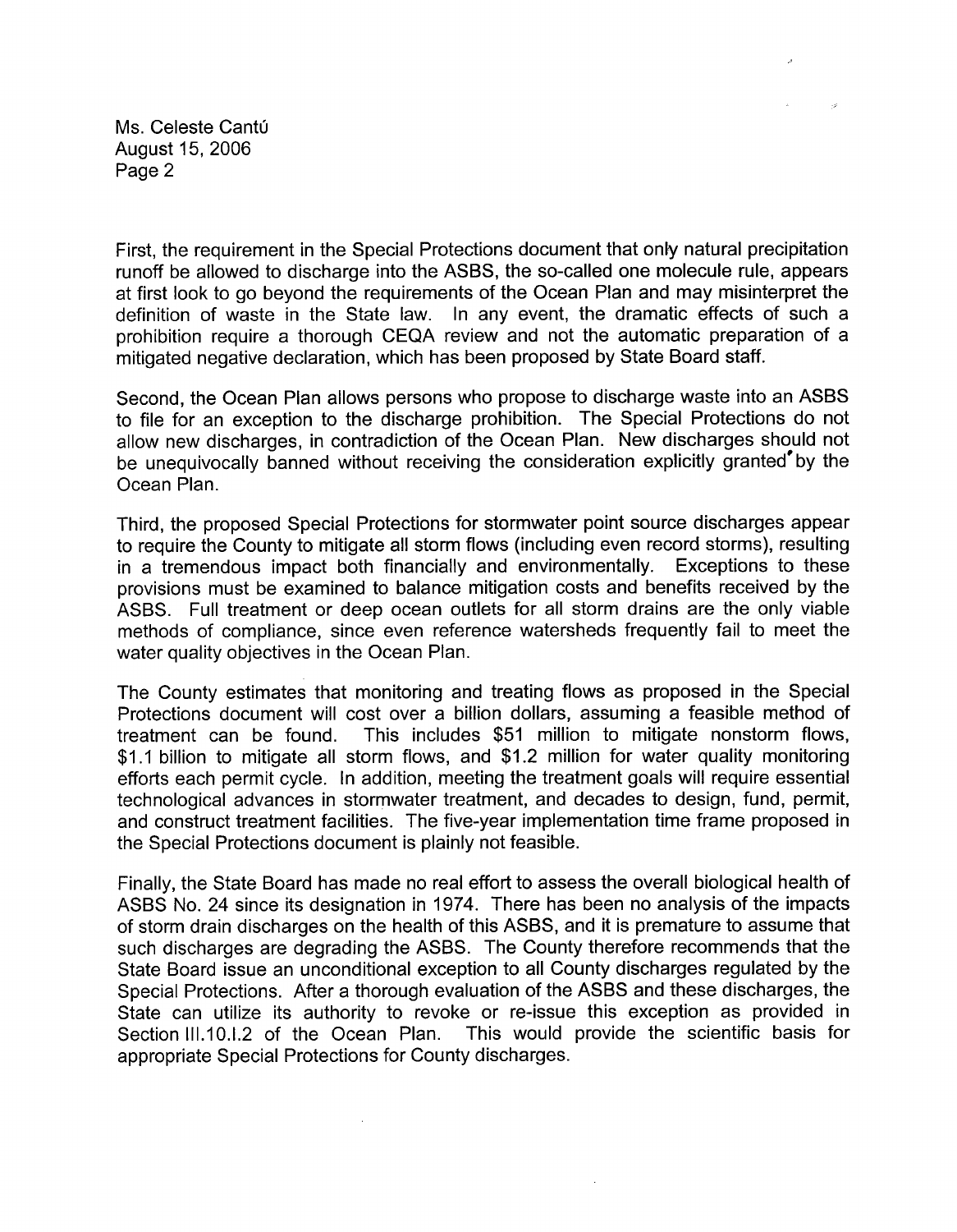Ms. Celeste Cantú
August 15, 2006

First, the requirement in the Special Protections document that only natural precipitation runoff be allowed to discharge into the ASBS, the so-called one molecule rule, appears at first look to go beyond the requirements of the Ocean Plan and may misinterpret the definition of waste in the State law. In any event, the dramatic effects of such a prohibition require a thorough CEQA review and not the automatic preparation of a mitigated negative declaration, which has been proposed by State Board staff.

Second, the Ocean Plan allows persons who propose to discharge waste into an ASBS to file for an exception to the discharge prohibition. The Special Protections do not allow new discharges, in contradiction of the Ocean Plan. New discharges should not be unequivocally banned without receiving the consideration explicitly granted by the Ocean Plan.

Third, the proposed Special Protections for stormwater point source discharges appear to require the County to mitigate all storm flows (including even record storms), resulting in a tremendous impact both financially and environmentally. Exceptions to these provisions must be examined to balance mitigation costs and benefits received by the ASBS. Full treatment or deep ocean outlets for all storm drains are the only viable methods of compliance, since even reference watersheds frequently fail to meet the water quality objectives in the Ocean Plan.

The County estimates that monitoring and treating flows as proposed in the Special Protections document will cost over a billion dollars, assuming a feasible method of treatment can be found. This includes $51 million to mitigate nonstorm flows, $1.1 billion to mitigate all storm flows, and $1.2 million for water quality monitoring efforts each permit cycle. In addition, meeting the treatment goals will require essential technological advances in stormwater treatment, and decades to design, fund, permit, and construct treatment facilities. The five-year implementation time frame proposed in the Special Protections document is plainly not feasible.

Finally, the State Board has made no real effort to assess the overall biological health of ASBS No. 24 since its designation in 1974. There has been no analysis of the impacts of storm drain discharges on the health of this ASBS, and it is premature to assume that such discharges are degrading the ASBS. The County therefore recommends that the State Board issue an unconditional exception to all County discharges regulated by the Special Protections. After a thorough evaluation of the ASBS and these discharges, the State can utilize its authority to revoke or re-issue this exception as provided in Section III.10.I.2 of the Ocean Plan. This would provide the scientific basis for appropriate Special Protections for County discharges.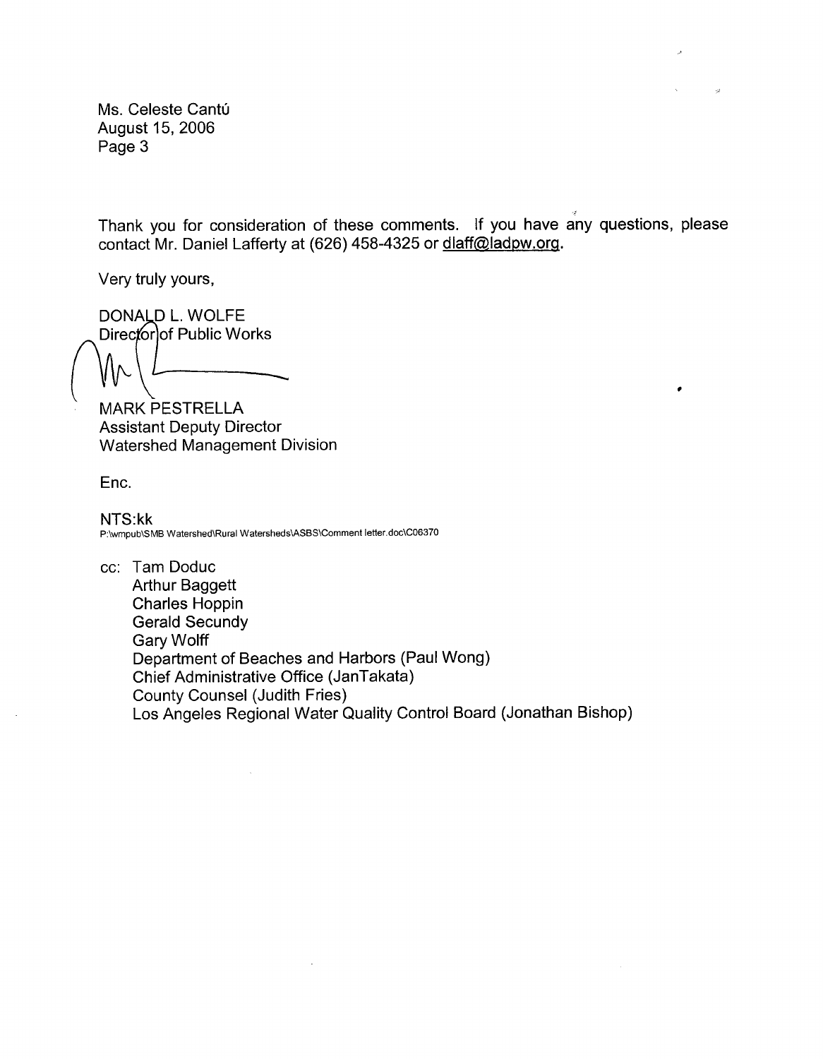Ms. Celeste Cantú
August 15, 2006
Page 3

Thank you for consideration of these comments. If you have any questions, please contact Mr. Daniel Lafferty at (626) 458-4325 or dlaff@ladpw.org.

Very truly yours,

DONALD L. WOLFE
Director of Public Works

MARK PESTRELLA
Assistant Deputy Director
Watershed Management Division

Enc.

NTS:kk
P:\wmpub\SMB Watershed\Rural Watersheds\ASBS\Comment letter.doc\C06370

cc: Tam Doduc
Arthur Baggett
Charles Hoppin
Gerald Secundy
Gary Wolff
Department of Beaches and Harbors (Paul Wong)
Chief Administrative Office (JanTakata)
County Counsel (Judith Fries)
Los Angeles Regional Water Quality Control Board (Jonathan Bishop)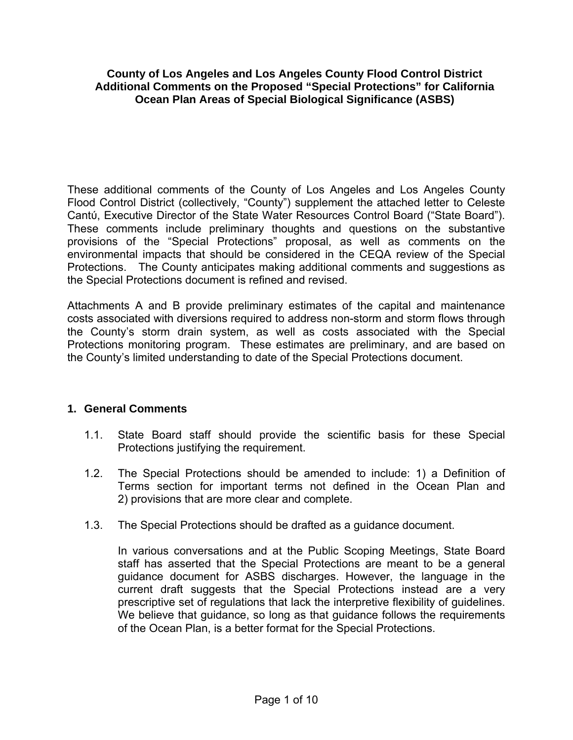**County of Los Angeles and Los Angeles County Flood Control District Additional Comments on the Proposed "Special Protections" for California Ocean Plan Areas of Special Biological Significance (ASBS)**

These additional comments of the County of Los Angeles and Los Angeles County Flood Control District (collectively, "County") supplement the attached letter to Celeste Cantú, Executive Director of the State Water Resources Control Board ("State Board"). These comments include preliminary thoughts and questions on the substantive provisions of the "Special Protections" proposal, as well as comments on the environmental impacts that should be considered in the CEQA review of the Special Protections. The County anticipates making additional comments and suggestions as the Special Protections document is refined and revised.

Attachments A and B provide preliminary estimates of the capital and maintenance costs associated with diversions required to address non-storm and storm flows through the County's storm drain system, as well as costs associated with the Special Protections monitoring program. These estimates are preliminary, and are based on the County's limited understanding to date of the Special Protections document.

## 1. General Comments

1.1. State Board staff should provide the scientific basis for these Special Protections justifying the requirement.

1.2. The Special Protections should be amended to include: 1) a Definition of Terms section for important terms not defined in the Ocean Plan and 2) provisions that are more clear and complete.

1.3. The Special Protections should be drafted as a guidance document.

In various conversations and at the Public Scoping Meetings, State Board staff has asserted that the Special Protections are meant to be a general guidance document for ASBS discharges. However, the language in the current draft suggests that the Special Protections instead are a very prescriptive set of regulations that lack the interpretive flexibility of guidelines. We believe that guidance, so long as that guidance follows the requirements of the Ocean Plan, is a better format for the Special Protections.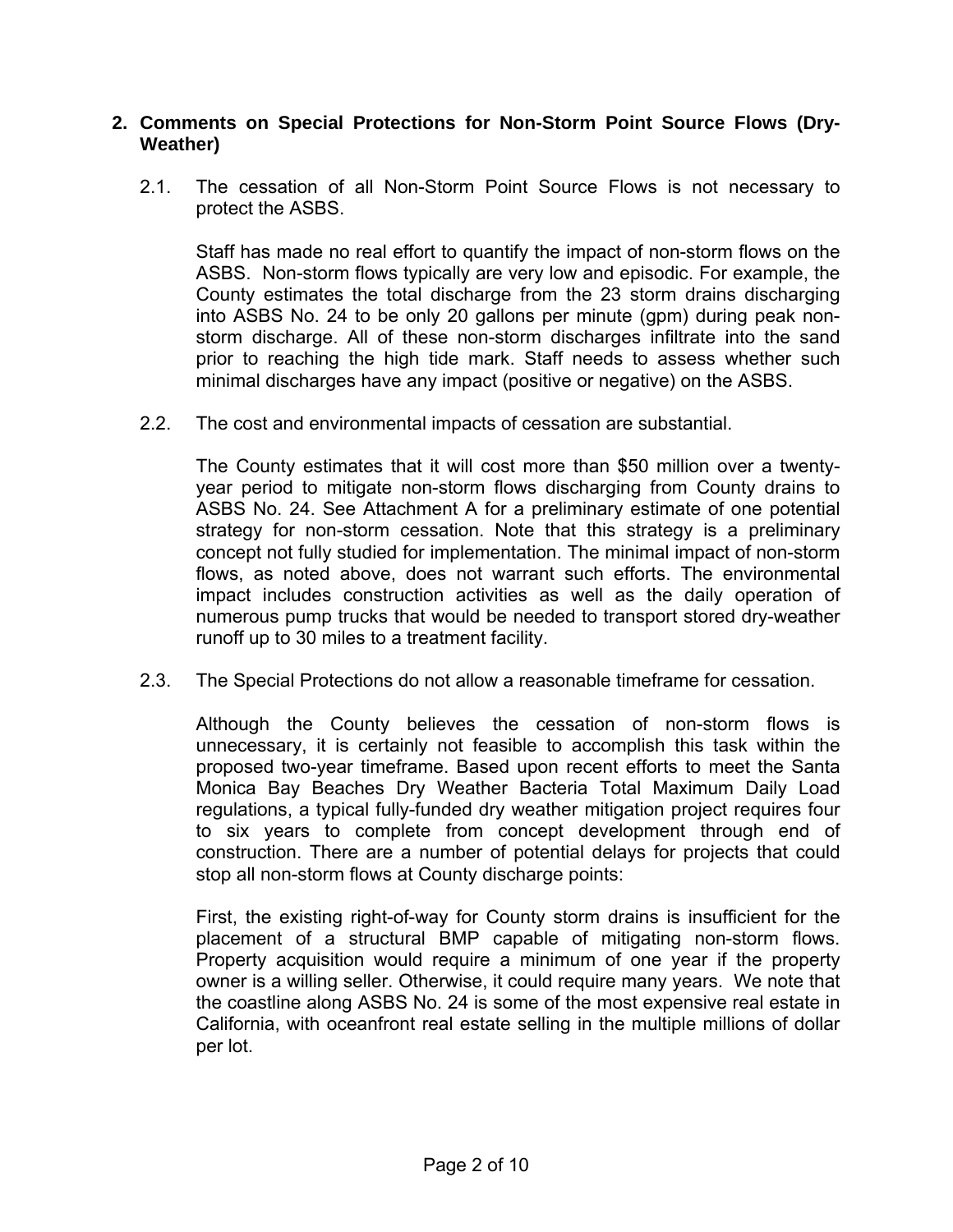## 2. Comments on Special Protections for Non-Storm Point Source Flows (Dry-Weather)

2.1. The cessation of all Non-Storm Point Source Flows is not necessary to protect the ASBS.

Staff has made no real effort to quantify the impact of non-storm flows on the ASBS. Non-storm flows typically are very low and episodic. For example, the County estimates the total discharge from the 23 storm drains discharging into ASBS No. 24 to be only 20 gallons per minute (gpm) during peak non-storm discharge. All of these non-storm discharges infiltrate into the sand prior to reaching the high tide mark. Staff needs to assess whether such minimal discharges have any impact (positive or negative) on the ASBS.

2.2. The cost and environmental impacts of cessation are substantial.

The County estimates that it will cost more than $50 million over a twenty-year period to mitigate non-storm flows discharging from County drains to ASBS No. 24. See Attachment A for a preliminary estimate of one potential strategy for non-storm cessation. Note that this strategy is a preliminary concept not fully studied for implementation. The minimal impact of non-storm flows, as noted above, does not warrant such efforts. The environmental impact includes construction activities as well as the daily operation of numerous pump trucks that would be needed to transport stored dry-weather runoff up to 30 miles to a treatment facility.

2.3. The Special Protections do not allow a reasonable timeframe for cessation.

Although the County believes the cessation of non-storm flows is unnecessary, it is certainly not feasible to accomplish this task within the proposed two-year timeframe. Based upon recent efforts to meet the Santa Monica Bay Beaches Dry Weather Bacteria Total Maximum Daily Load regulations, a typical fully-funded dry weather mitigation project requires four to six years to complete from concept development through end of construction. There are a number of potential delays for projects that could stop all non-storm flows at County discharge points:

First, the existing right-of-way for County storm drains is insufficient for the placement of a structural BMP capable of mitigating non-storm flows. Property acquisition would require a minimum of one year if the property owner is a willing seller. Otherwise, it could require many years. We note that the coastline along ASBS No. 24 is some of the most expensive real estate in California, with oceanfront real estate selling in the multiple millions of dollar per lot.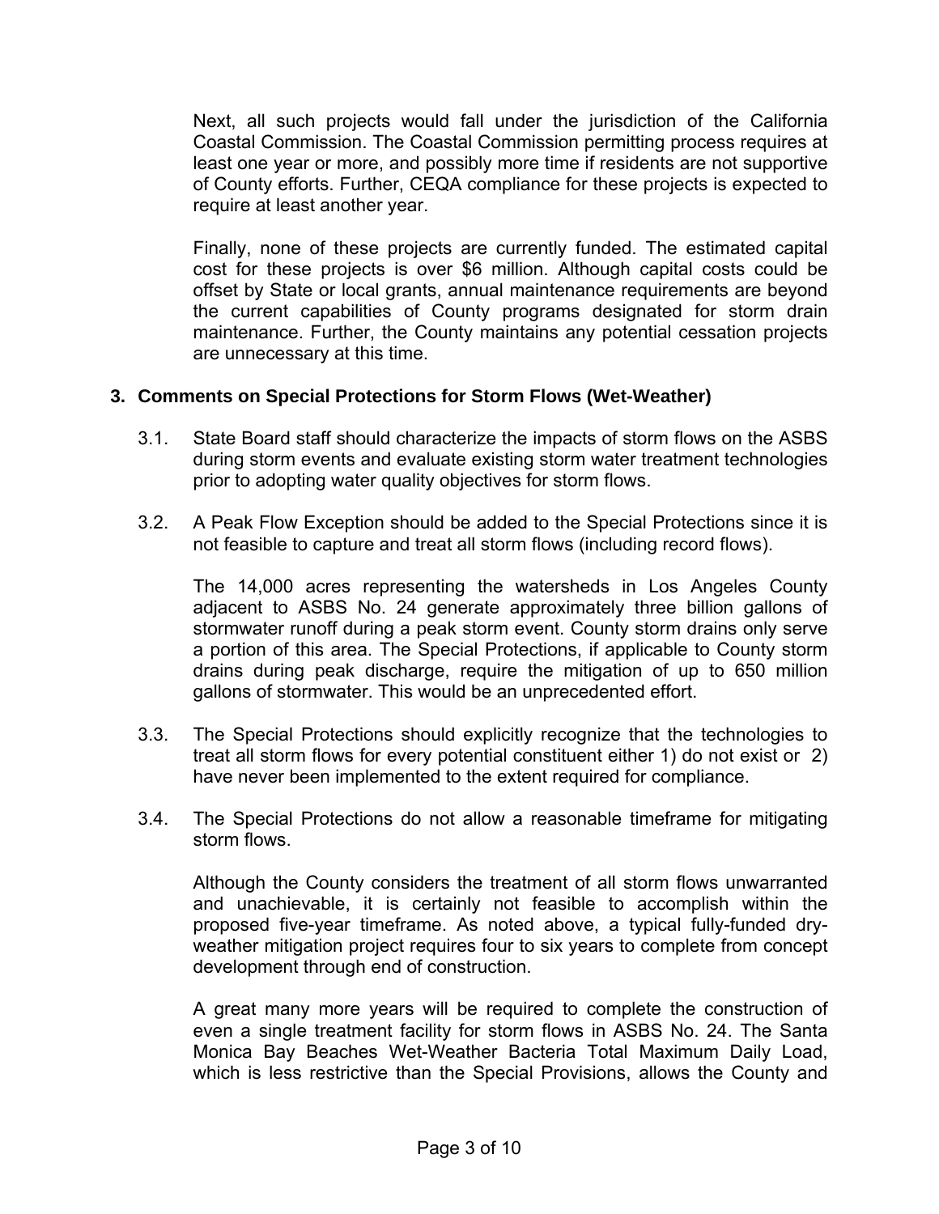Next, all such projects would fall under the jurisdiction of the California Coastal Commission. The Coastal Commission permitting process requires at least one year or more, and possibly more time if residents are not supportive of County efforts. Further, CEQA compliance for these projects is expected to require at least another year.

Finally, none of these projects are currently funded. The estimated capital cost for these projects is over $6 million. Although capital costs could be offset by State or local grants, annual maintenance requirements are beyond the current capabilities of County programs designated for storm drain maintenance. Further, the County maintains any potential cessation projects are unnecessary at this time.

### 3. Comments on Special Protections for Storm Flows (Wet-Weather)

3.1. State Board staff should characterize the impacts of storm flows on the ASBS during storm events and evaluate existing storm water treatment technologies prior to adopting water quality objectives for storm flows.

3.2. A Peak Flow Exception should be added to the Special Protections since it is not feasible to capture and treat all storm flows (including record flows).

The 14,000 acres representing the watersheds in Los Angeles County adjacent to ASBS No. 24 generate approximately three billion gallons of stormwater runoff during a peak storm event. County storm drains only serve a portion of this area. The Special Protections, if applicable to County storm drains during peak discharge, require the mitigation of up to 650 million gallons of stormwater. This would be an unprecedented effort.

3.3. The Special Protections should explicitly recognize that the technologies to treat all storm flows for every potential constituent either 1) do not exist or 2) have never been implemented to the extent required for compliance.

3.4. The Special Protections do not allow a reasonable timeframe for mitigating storm flows.

Although the County considers the treatment of all storm flows unwarranted and unachievable, it is certainly not feasible to accomplish within the proposed five-year timeframe. As noted above, a typical fully-funded dry-weather mitigation project requires four to six years to complete from concept development through end of construction.

A great many more years will be required to complete the construction of even a single treatment facility for storm flows in ASBS No. 24. The Santa Monica Bay Beaches Wet-Weather Bacteria Total Maximum Daily Load, which is less restrictive than the Special Provisions, allows the County and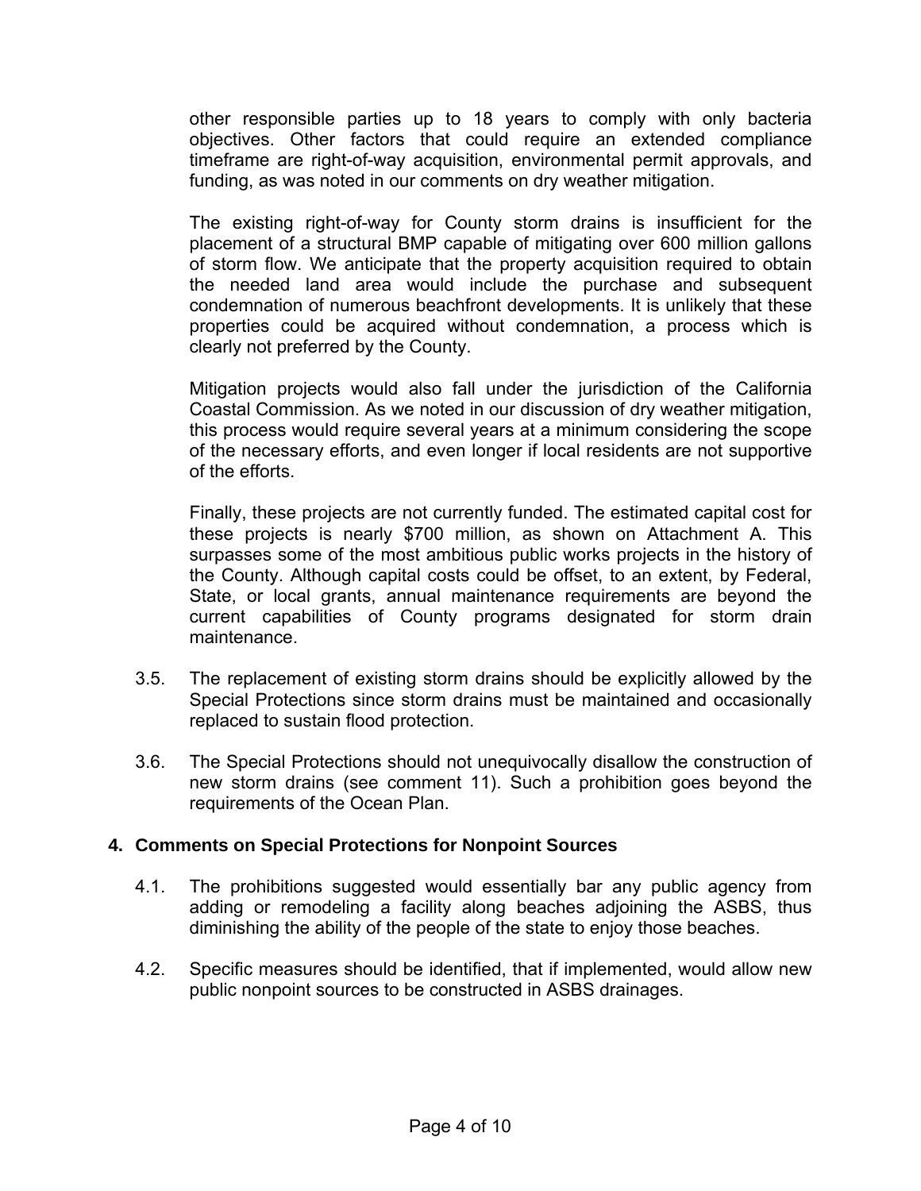other responsible parties up to 18 years to comply with only bacteria objectives. Other factors that could require an extended compliance timeframe are right-of-way acquisition, environmental permit approvals, and funding, as was noted in our comments on dry weather mitigation.

The existing right-of-way for County storm drains is insufficient for the placement of a structural BMP capable of mitigating over 600 million gallons of storm flow. We anticipate that the property acquisition required to obtain the needed land area would include the purchase and subsequent condemnation of numerous beachfront developments. It is unlikely that these properties could be acquired without condemnation, a process which is clearly not preferred by the County.

Mitigation projects would also fall under the jurisdiction of the California Coastal Commission. As we noted in our discussion of dry weather mitigation, this process would require several years at a minimum considering the scope of the necessary efforts, and even longer if local residents are not supportive of the efforts.

Finally, these projects are not currently funded. The estimated capital cost for these projects is nearly $700 million, as shown on Attachment A. This surpasses some of the most ambitious public works projects in the history of the County. Although capital costs could be offset, to an extent, by Federal, State, or local grants, annual maintenance requirements are beyond the current capabilities of County programs designated for storm drain maintenance.

3.5. The replacement of existing storm drains should be explicitly allowed by the Special Protections since storm drains must be maintained and occasionally replaced to sustain flood protection.

3.6. The Special Protections should not unequivocally disallow the construction of new storm drains (see comment 11). Such a prohibition goes beyond the requirements of the Ocean Plan.

## 4. Comments on Special Protections for Nonpoint Sources

4.1. The prohibitions suggested would essentially bar any public agency from adding or remodeling a facility along beaches adjoining the ASBS, thus diminishing the ability of the people of the state to enjoy those beaches.

4.2. Specific measures should be identified, that if implemented, would allow new public nonpoint sources to be constructed in ASBS drainages.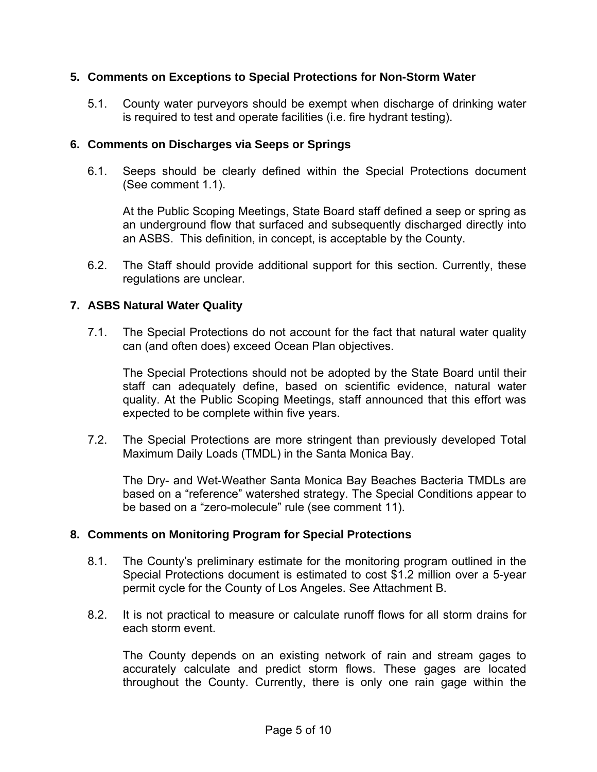## 5. Comments on Exceptions to Special Protections for Non-Storm Water

5.1. County water purveyors should be exempt when discharge of drinking water is required to test and operate facilities (i.e. fire hydrant testing).

## 6. Comments on Discharges via Seeps or Springs

6.1. Seeps should be clearly defined within the Special Protections document (See comment 1.1).

At the Public Scoping Meetings, State Board staff defined a seep or spring as an underground flow that surfaced and subsequently discharged directly into an ASBS. This definition, in concept, is acceptable by the County.

6.2. The Staff should provide additional support for this section. Currently, these regulations are unclear.

## 7. ASBS Natural Water Quality

7.1. The Special Protections do not account for the fact that natural water quality can (and often does) exceed Ocean Plan objectives.

The Special Protections should not be adopted by the State Board until their staff can adequately define, based on scientific evidence, natural water quality. At the Public Scoping Meetings, staff announced that this effort was expected to be complete within five years.

7.2. The Special Protections are more stringent than previously developed Total Maximum Daily Loads (TMDL) in the Santa Monica Bay.

The Dry- and Wet-Weather Santa Monica Bay Beaches Bacteria TMDLs are based on a "reference" watershed strategy. The Special Conditions appear to be based on a "zero-molecule" rule (see comment 11).

## 8. Comments on Monitoring Program for Special Protections

8.1. The County's preliminary estimate for the monitoring program outlined in the Special Protections document is estimated to cost $1.2 million over a 5-year permit cycle for the County of Los Angeles. See Attachment B.

8.2. It is not practical to measure or calculate runoff flows for all storm drains for each storm event.

The County depends on an existing network of rain and stream gages to accurately calculate and predict storm flows. These gages are located throughout the County. Currently, there is only one rain gage within the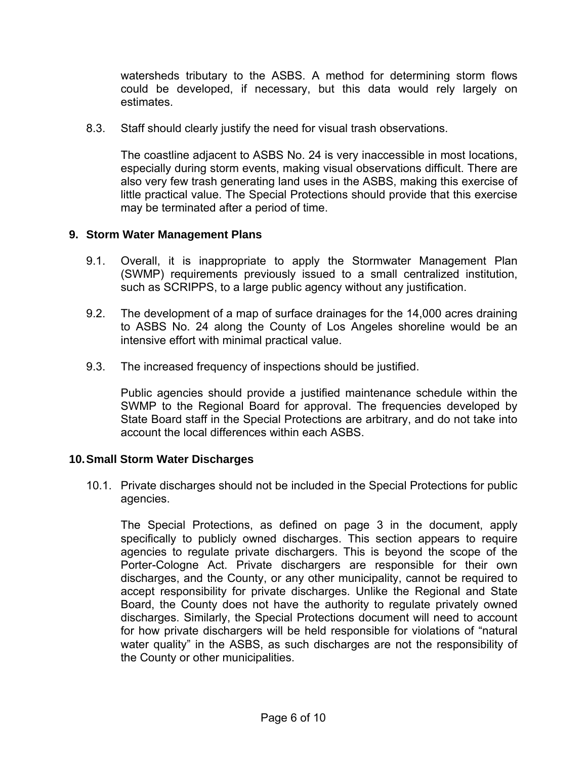watersheds tributary to the ASBS. A method for determining storm flows could be developed, if necessary, but this data would rely largely on estimates.

8.3. Staff should clearly justify the need for visual trash observations.

The coastline adjacent to ASBS No. 24 is very inaccessible in most locations, especially during storm events, making visual observations difficult. There are also very few trash generating land uses in the ASBS, making this exercise of little practical value. The Special Protections should provide that this exercise may be terminated after a period of time.

### 9. Storm Water Management Plans

9.1. Overall, it is inappropriate to apply the Stormwater Management Plan (SWMP) requirements previously issued to a small centralized institution, such as SCRIPPS, to a large public agency without any justification.

9.2. The development of a map of surface drainages for the 14,000 acres draining to ASBS No. 24 along the County of Los Angeles shoreline would be an intensive effort with minimal practical value.

9.3. The increased frequency of inspections should be justified.

Public agencies should provide a justified maintenance schedule within the SWMP to the Regional Board for approval. The frequencies developed by State Board staff in the Special Protections are arbitrary, and do not take into account the local differences within each ASBS.

### 10. Small Storm Water Discharges

10.1. Private discharges should not be included in the Special Protections for public agencies.

The Special Protections, as defined on page 3 in the document, apply specifically to publicly owned discharges. This section appears to require agencies to regulate private dischargers. This is beyond the scope of the Porter-Cologne Act. Private dischargers are responsible for their own discharges, and the County, or any other municipality, cannot be required to accept responsibility for private discharges. Unlike the Regional and State Board, the County does not have the authority to regulate privately owned discharges. Similarly, the Special Protections document will need to account for how private dischargers will be held responsible for violations of "natural water quality" in the ASBS, as such discharges are not the responsibility of the County or other municipalities.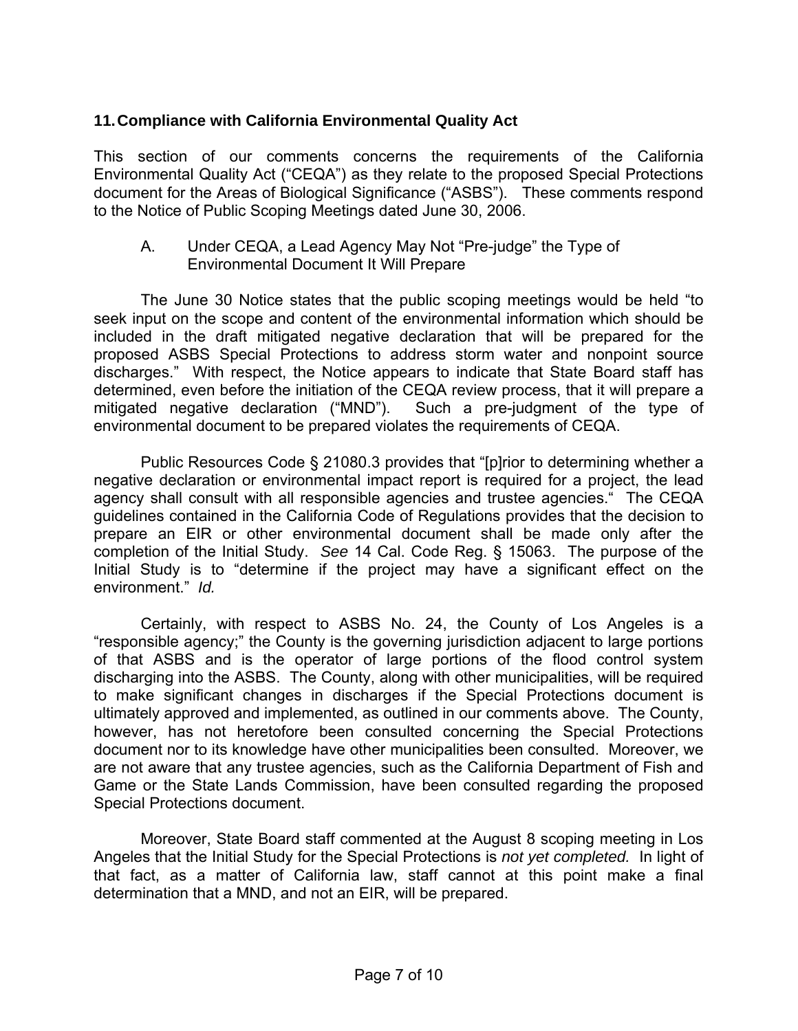## 11. Compliance with California Environmental Quality Act

This section of our comments concerns the requirements of the California Environmental Quality Act ("CEQA") as they relate to the proposed Special Protections document for the Areas of Biological Significance ("ASBS"). These comments respond to the Notice of Public Scoping Meetings dated June 30, 2006.

### A. Under CEQA, a Lead Agency May Not "Pre-judge" the Type of Environmental Document It Will Prepare

The June 30 Notice states that the public scoping meetings would be held "to seek input on the scope and content of the environmental information which should be included in the draft mitigated negative declaration that will be prepared for the proposed ASBS Special Protections to address storm water and nonpoint source discharges." With respect, the Notice appears to indicate that State Board staff has determined, even before the initiation of the CEQA review process, that it will prepare a mitigated negative declaration ("MND"). Such a pre-judgment of the type of environmental document to be prepared violates the requirements of CEQA.

Public Resources Code § 21080.3 provides that "[p]rior to determining whether a negative declaration or environmental impact report is required for a project, the lead agency shall consult with all responsible agencies and trustee agencies." The CEQA guidelines contained in the California Code of Regulations provides that the decision to prepare an EIR or other environmental document shall be made only after the completion of the Initial Study. *See* 14 Cal. Code Reg. § 15063. The purpose of the Initial Study is to "determine if the project may have a significant effect on the environment." *Id.*

Certainly, with respect to ASBS No. 24, the County of Los Angeles is a "responsible agency;" the County is the governing jurisdiction adjacent to large portions of that ASBS and is the operator of large portions of the flood control system discharging into the ASBS. The County, along with other municipalities, will be required to make significant changes in discharges if the Special Protections document is ultimately approved and implemented, as outlined in our comments above. The County, however, has not heretofore been consulted concerning the Special Protections document nor to its knowledge have other municipalities been consulted. Moreover, we are not aware that any trustee agencies, such as the California Department of Fish and Game or the State Lands Commission, have been consulted regarding the proposed Special Protections document.

Moreover, State Board staff commented at the August 8 scoping meeting in Los Angeles that the Initial Study for the Special Protections is *not yet completed.* In light of that fact, as a matter of California law, staff cannot at this point make a final determination that a MND, and not an EIR, will be prepared.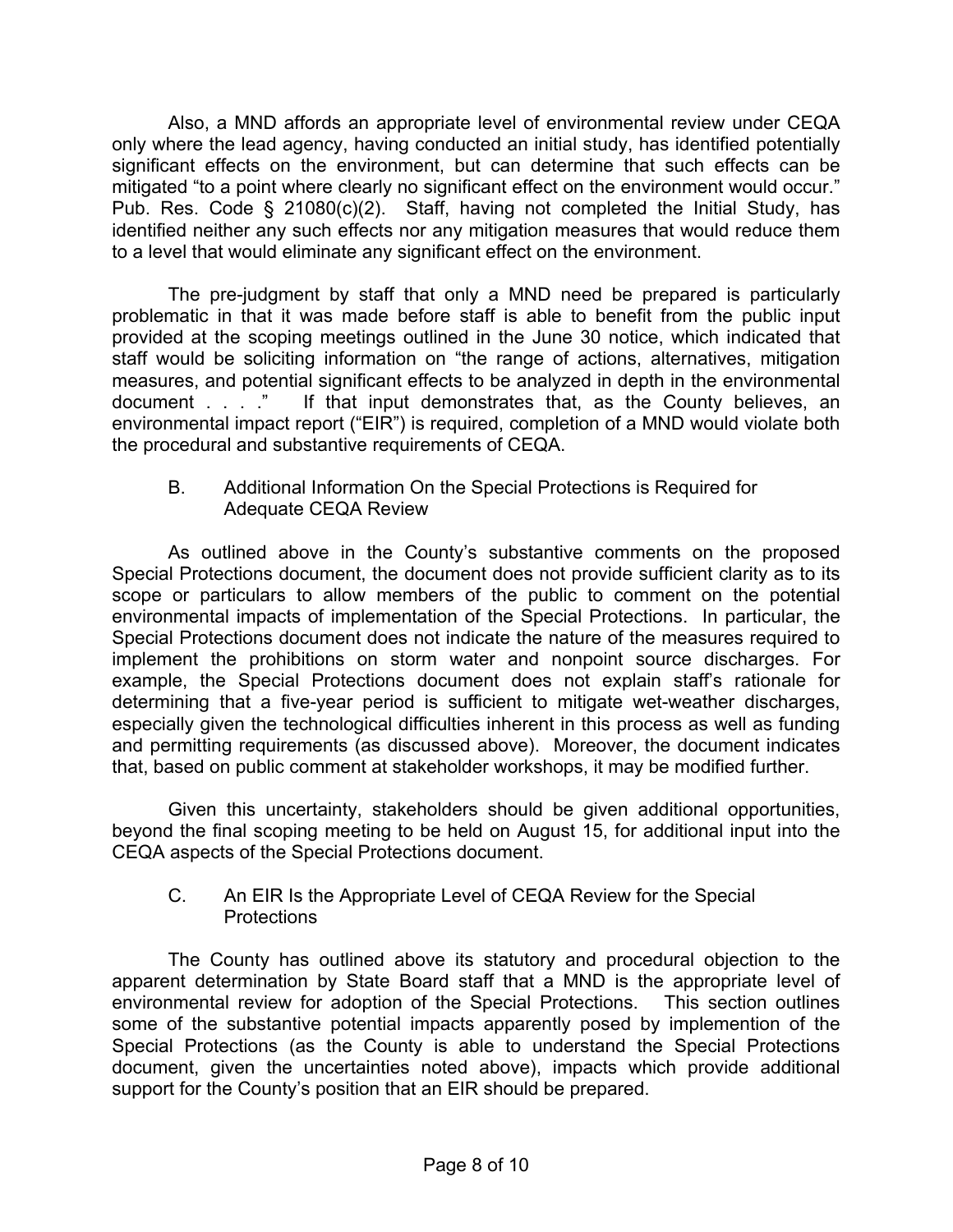Also, a MND affords an appropriate level of environmental review under CEQA only where the lead agency, having conducted an initial study, has identified potentially significant effects on the environment, but can determine that such effects can be mitigated "to a point where clearly no significant effect on the environment would occur." Pub. Res. Code § 21080(c)(2). Staff, having not completed the Initial Study, has identified neither any such effects nor any mitigation measures that would reduce them to a level that would eliminate any significant effect on the environment.

The pre-judgment by staff that only a MND need be prepared is particularly problematic in that it was made before staff is able to benefit from the public input provided at the scoping meetings outlined in the June 30 notice, which indicated that staff would be soliciting information on "the range of actions, alternatives, mitigation measures, and potential significant effects to be analyzed in depth in the environmental document . . . ." If that input demonstrates that, as the County believes, an environmental impact report ("EIR") is required, completion of a MND would violate both the procedural and substantive requirements of CEQA.

### B. Additional Information On the Special Protections is Required for Adequate CEQA Review

As outlined above in the County's substantive comments on the proposed Special Protections document, the document does not provide sufficient clarity as to its scope or particulars to allow members of the public to comment on the potential environmental impacts of implementation of the Special Protections. In particular, the Special Protections document does not indicate the nature of the measures required to implement the prohibitions on storm water and nonpoint source discharges. For example, the Special Protections document does not explain staff's rationale for determining that a five-year period is sufficient to mitigate wet-weather discharges, especially given the technological difficulties inherent in this process as well as funding and permitting requirements (as discussed above). Moreover, the document indicates that, based on public comment at stakeholder workshops, it may be modified further.

Given this uncertainty, stakeholders should be given additional opportunities, beyond the final scoping meeting to be held on August 15, for additional input into the CEQA aspects of the Special Protections document.

### C. An EIR Is the Appropriate Level of CEQA Review for the Special Protections

The County has outlined above its statutory and procedural objection to the apparent determination by State Board staff that a MND is the appropriate level of environmental review for adoption of the Special Protections. This section outlines some of the substantive potential impacts apparently posed by implemention of the Special Protections (as the County is able to understand the Special Protections document, given the uncertainties noted above), impacts which provide additional support for the County's position that an EIR should be prepared.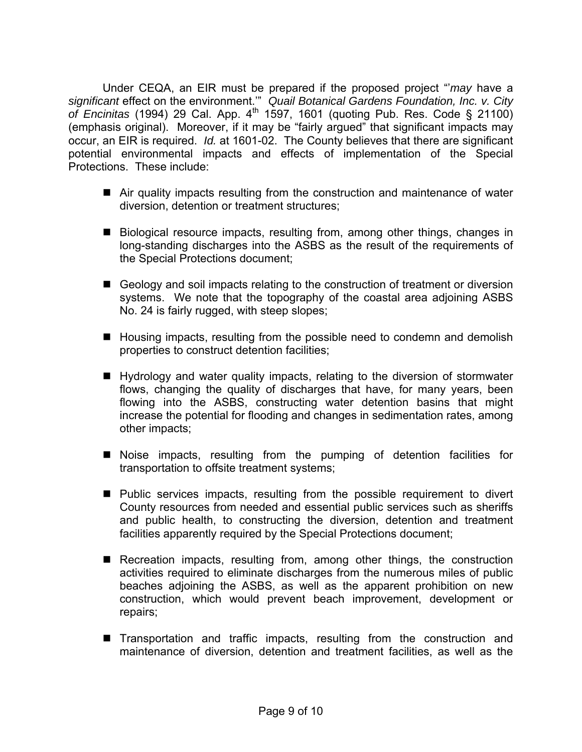Under CEQA, an EIR must be prepared if the proposed project "'*may* have a *significant* effect on the environment.'" *Quail Botanical Gardens Foundation, Inc. v. City of Encinitas* (1994) 29 Cal. App. 4th 1597, 1601 (quoting Pub. Res. Code § 21100) (emphasis original). Moreover, if it may be "fairly argued" that significant impacts may occur, an EIR is required. *Id.* at 1601-02. The County believes that there are significant potential environmental impacts and effects of implementation of the Special Protections. These include:

- Air quality impacts resulting from the construction and maintenance of water diversion, detention or treatment structures;

- Biological resource impacts, resulting from, among other things, changes in long-standing discharges into the ASBS as the result of the requirements of the Special Protections document;

- Geology and soil impacts relating to the construction of treatment or diversion systems. We note that the topography of the coastal area adjoining ASBS No. 24 is fairly rugged, with steep slopes;

- Housing impacts, resulting from the possible need to condemn and demolish properties to construct detention facilities;

- Hydrology and water quality impacts, relating to the diversion of stormwater flows, changing the quality of discharges that have, for many years, been flowing into the ASBS, constructing water detention basins that might increase the potential for flooding and changes in sedimentation rates, among other impacts;

- Noise impacts, resulting from the pumping of detention facilities for transportation to offsite treatment systems;

- Public services impacts, resulting from the possible requirement to divert County resources from needed and essential public services such as sheriffs and public health, to constructing the diversion, detention and treatment facilities apparently required by the Special Protections document;

- Recreation impacts, resulting from, among other things, the construction activities required to eliminate discharges from the numerous miles of public beaches adjoining the ASBS, as well as the apparent prohibition on new construction, which would prevent beach improvement, development or repairs;

- Transportation and traffic impacts, resulting from the construction and maintenance of diversion, detention and treatment facilities, as well as the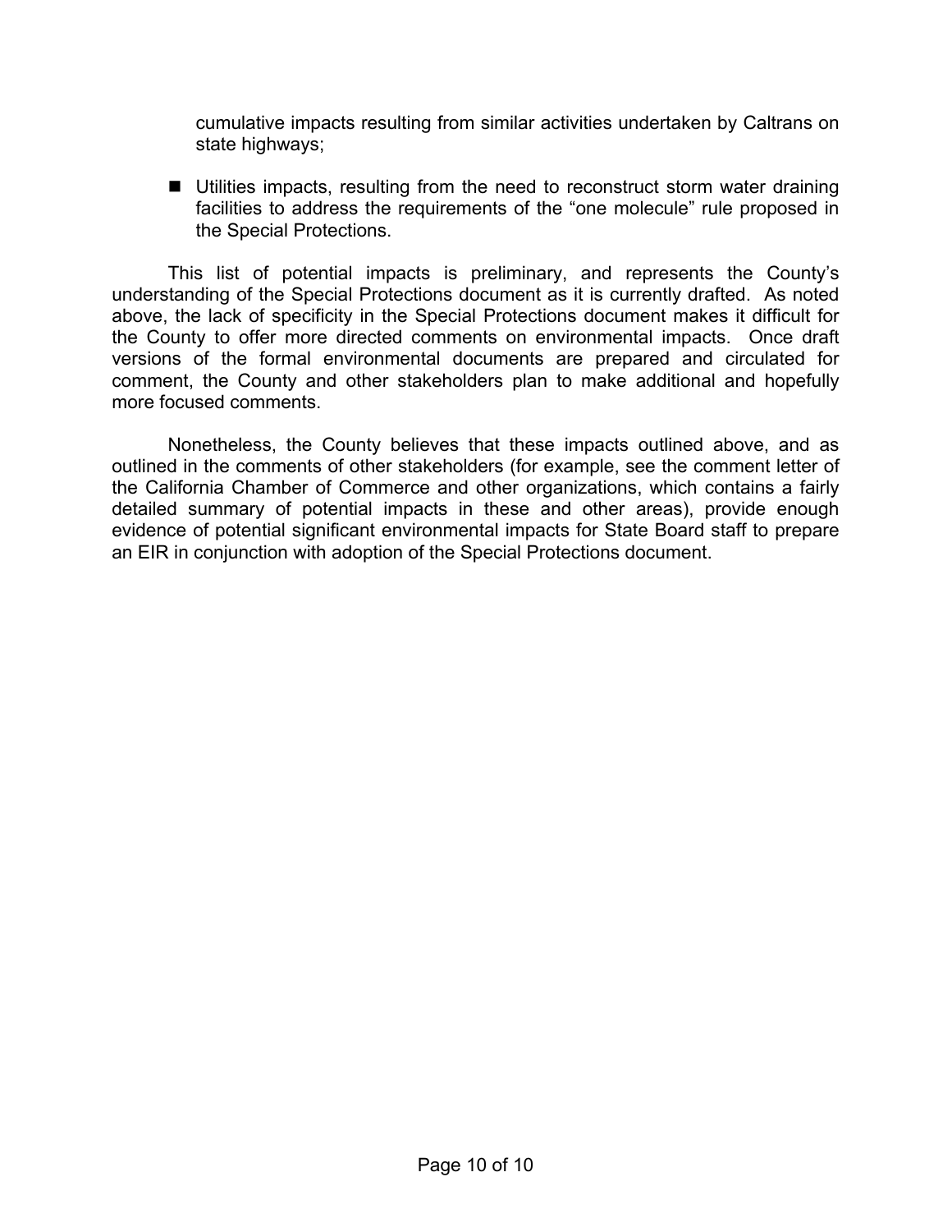cumulative impacts resulting from similar activities undertaken by Caltrans on state highways;

- Utilities impacts, resulting from the need to reconstruct storm water draining facilities to address the requirements of the "one molecule" rule proposed in the Special Protections.

This list of potential impacts is preliminary, and represents the County's understanding of the Special Protections document as it is currently drafted. As noted above, the lack of specificity in the Special Protections document makes it difficult for the County to offer more directed comments on environmental impacts. Once draft versions of the formal environmental documents are prepared and circulated for comment, the County and other stakeholders plan to make additional and hopefully more focused comments.

Nonetheless, the County believes that these impacts outlined above, and as outlined in the comments of other stakeholders (for example, see the comment letter of the California Chamber of Commerce and other organizations, which contains a fairly detailed summary of potential impacts in these and other areas), provide enough evidence of potential significant environmental impacts for State Board staff to prepare an EIR in conjunction with adoption of the Special Protections document.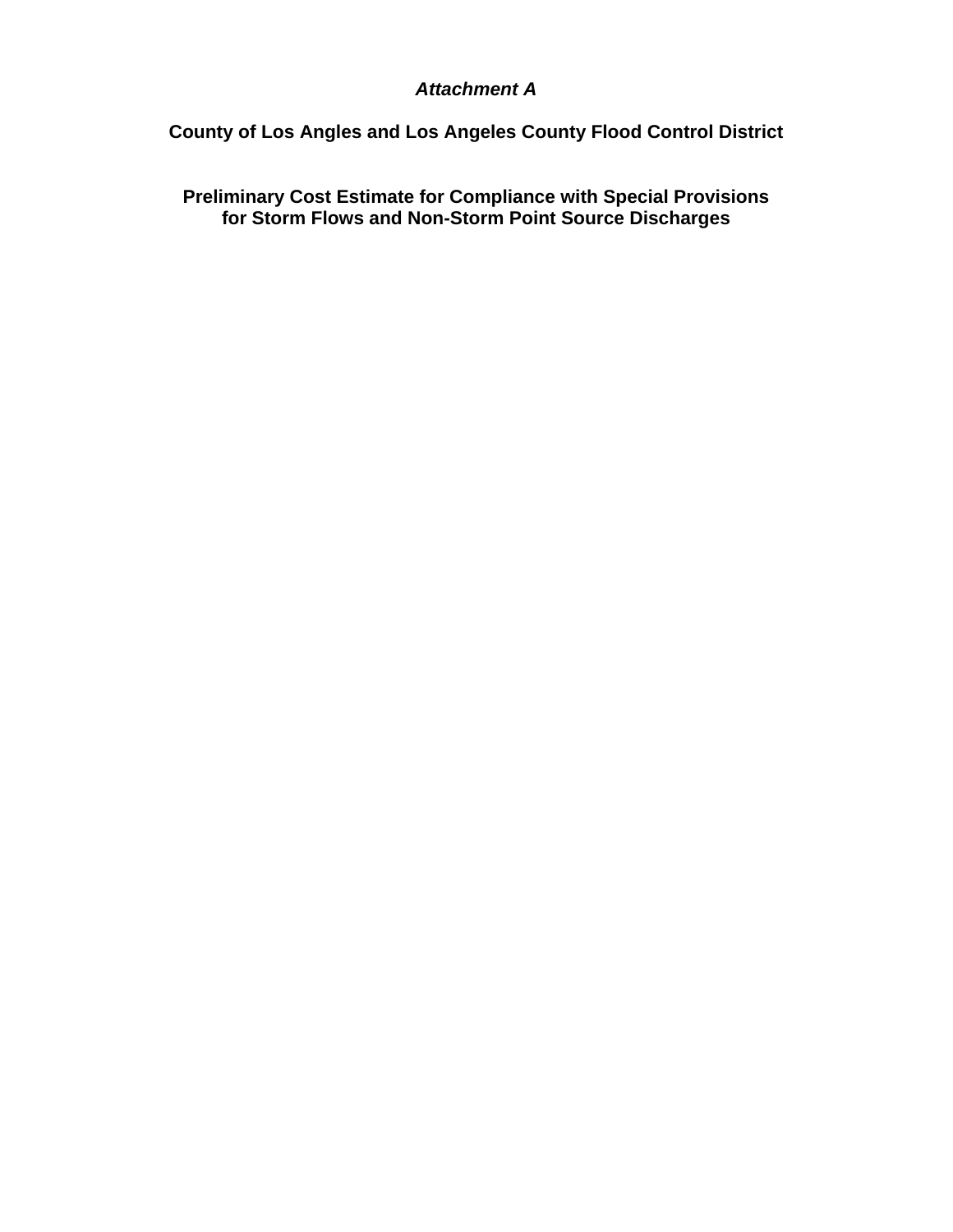*Attachment A*

**County of Los Angles and Los Angeles County Flood Control District**

**Preliminary Cost Estimate for Compliance with Special Provisions for Storm Flows and Non-Storm Point Source Discharges**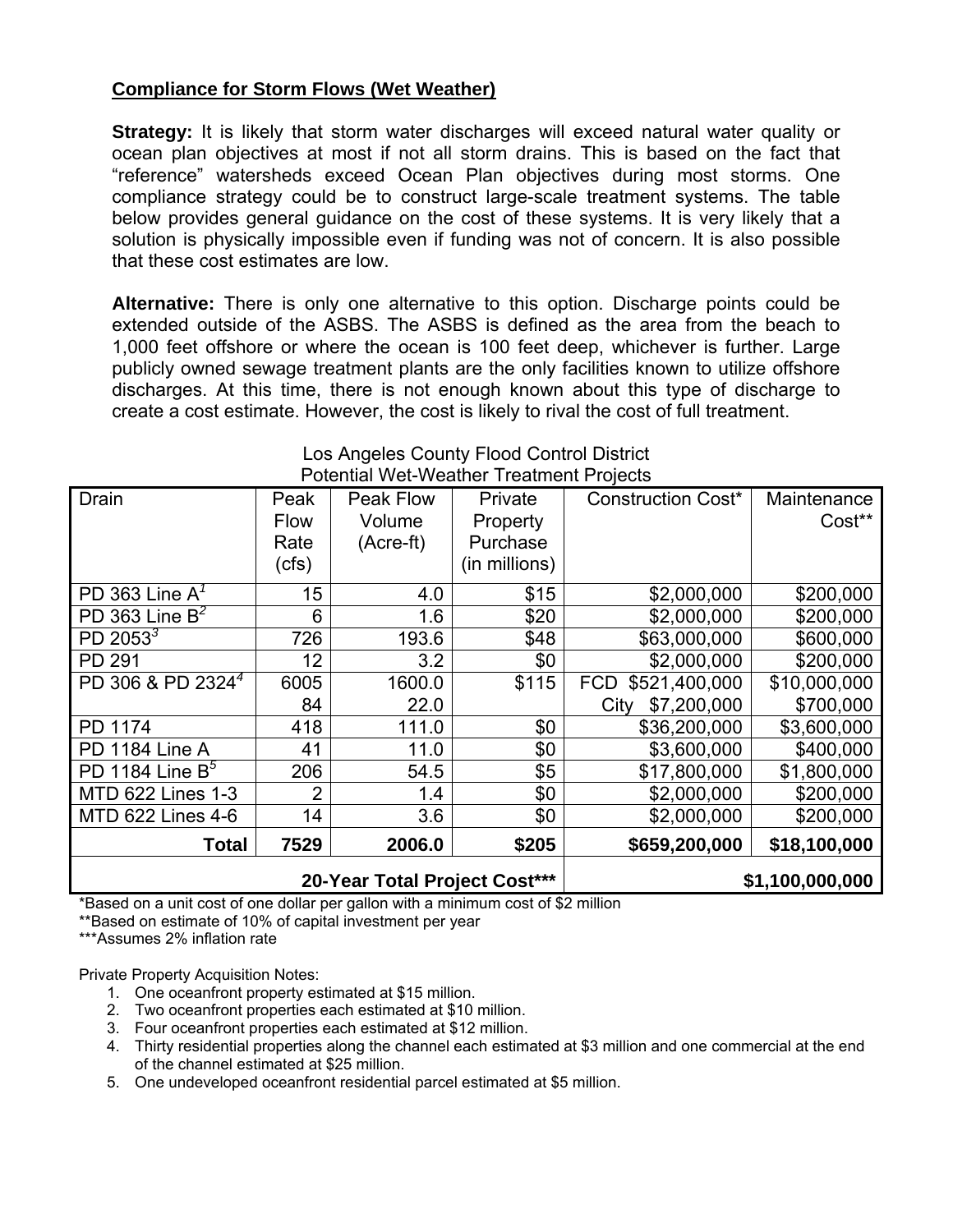**Compliance for Storm Flows (Wet Weather)**

**Strategy:** It is likely that storm water discharges will exceed natural water quality or ocean plan objectives at most if not all storm drains. This is based on the fact that "reference" watersheds exceed Ocean Plan objectives during most storms. One compliance strategy could be to construct large-scale treatment systems. The table below provides general guidance on the cost of these systems. It is very likely that a solution is physically impossible even if funding was not of concern. It is also possible that these cost estimates are low.

**Alternative:** There is only one alternative to this option. Discharge points could be extended outside of the ASBS. The ASBS is defined as the area from the beach to 1,000 feet offshore or where the ocean is 100 feet deep, whichever is further. Large publicly owned sewage treatment plants are the only facilities known to utilize offshore discharges. At this time, there is not enough known about this type of discharge to create a cost estimate. However, the cost is likely to rival the cost of full treatment.

Los Angeles County Flood Control District
Potential Wet-Weather Treatment Projects

| Drain | Peak Flow Rate (cfs) | Peak Flow Volume (Acre-ft) | Private Property Purchase (in millions) | Construction Cost* | Maintenance Cost** |
|---|---|---|---|---|---|
| PD 363 Line A[1] | 15 | 4.0 | $15 | $2,000,000 | $200,000 |
| PD 363 Line B[2] | 6 | 1.6 | $20 | $2,000,000 | $200,000 |
| PD 2053[3] | 726 | 193.6 | $48 | $63,000,000 | $600,000 |
| PD 291 | 12 | 3.2 | $0 | $2,000,000 | $200,000 |
| PD 306 & PD 2324[4] | 6005 | 1600.0 | $115 | FCD $521,400,000 | $10,000,000 |
| | 84 | 22.0 | | City $7,200,000 | $700,000 |
| PD 1174 | 418 | 111.0 | $0 | $36,200,000 | $3,600,000 |
| PD 1184 Line A | 41 | 11.0 | $0 | $3,600,000 | $400,000 |
| PD 1184 Line B[5] | 206 | 54.5 | $5 | $17,800,000 | $1,800,000 |
| MTD 622 Lines 1-3 | 2 | 1.4 | $0 | $2,000,000 | $200,000 |
| MTD 622 Lines 4-6 | 14 | 3.6 | $0 | $2,000,000 | $200,000 |
| **Total** | **7529** | **2006.0** | **$205** | **$659,200,000** | **$18,100,000** |
| **20-Year Total Project Cost*** ** | | | | **$1,100,000,000** | |

*Based on a unit cost of one dollar per gallon with a minimum cost of $2 million

**Based on estimate of 10% of capital investment per year

***Assumes 2% inflation rate

Private Property Acquisition Notes:

1. One oceanfront property estimated at $15 million.
2. Two oceanfront properties each estimated at $10 million.
3. Four oceanfront properties each estimated at $12 million.
4. Thirty residential properties along the channel each estimated at $3 million and one commercial at the end of the channel estimated at $25 million.
5. One undeveloped oceanfront residential parcel estimated at $5 million.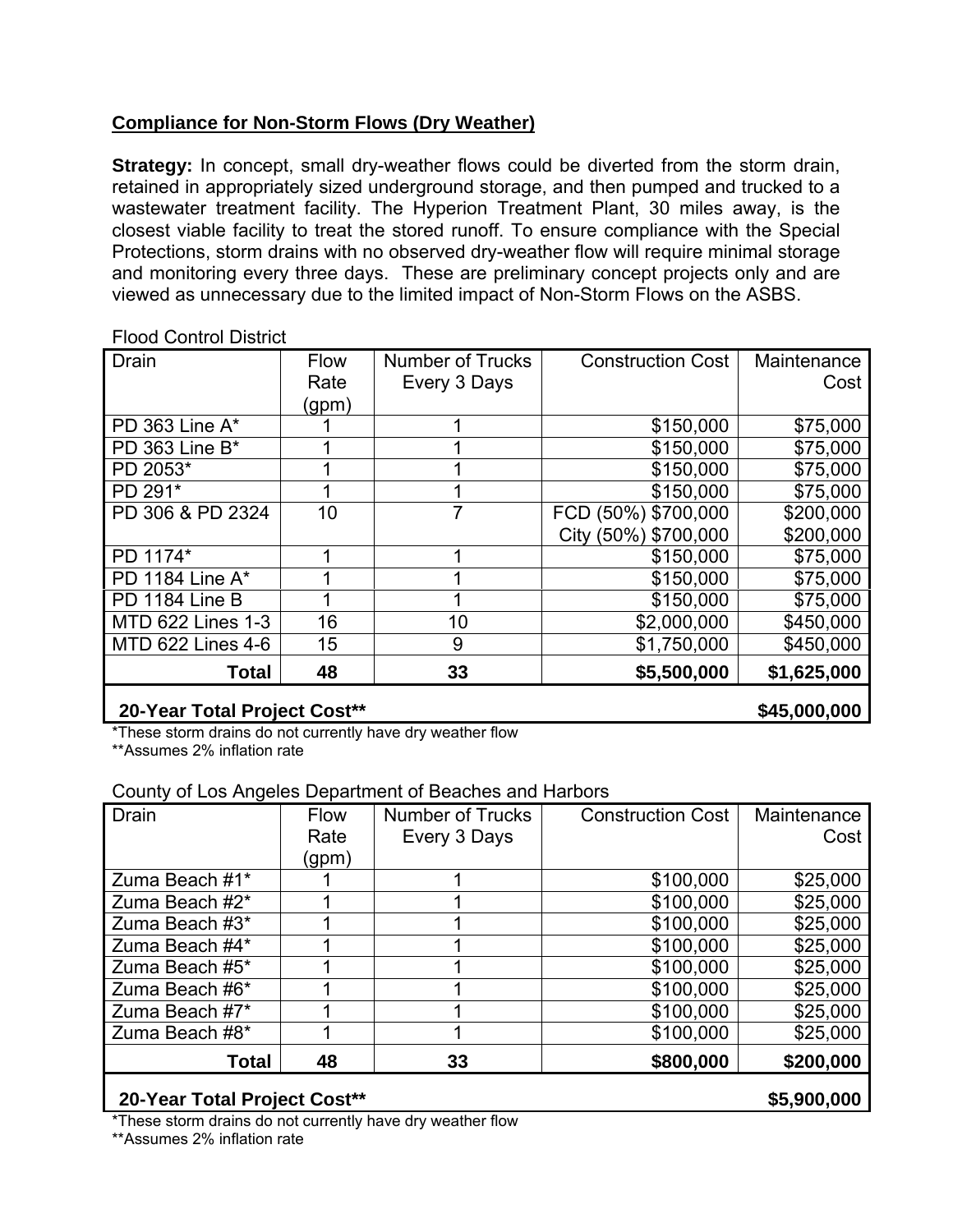**Compliance for Non-Storm Flows (Dry Weather)**

**Strategy:** In concept, small dry-weather flows could be diverted from the storm drain, retained in appropriately sized underground storage, and then pumped and trucked to a wastewater treatment facility. The Hyperion Treatment Plant, 30 miles away, is the closest viable facility to treat the stored runoff. To ensure compliance with the Special Protections, storm drains with no observed dry-weather flow will require minimal storage and monitoring every three days. These are preliminary concept projects only and are viewed as unnecessary due to the limited impact of Non-Storm Flows on the ASBS.

Flood Control District

| Drain | Flow Rate (gpm) | Number of Trucks Every 3 Days | Construction Cost | Maintenance Cost |
|---|---|---|---|---|
| PD 363 Line A* | 1 | 1 | $150,000 | $75,000 |
| PD 363 Line B* | 1 | 1 | $150,000 | $75,000 |
| PD 2053* | 1 | 1 | $150,000 | $75,000 |
| PD 291* | 1 | 1 | $150,000 | $75,000 |
| PD 306 & PD 2324 | 10 | 7 | FCD (50%) $700,000<br>City (50%) $700,000 | $200,000<br>$200,000 |
| PD 1174* | 1 | 1 | $150,000 | $75,000 |
| PD 1184 Line A* | 1 | 1 | $150,000 | $75,000 |
| PD 1184 Line B | 1 | 1 | $150,000 | $75,000 |
| MTD 622 Lines 1-3 | 16 | 10 | $2,000,000 | $450,000 |
| MTD 622 Lines 4-6 | 15 | 9 | $1,750,000 | $450,000 |
| **Total** | **48** | **33** | **$5,500,000** | **$1,625,000** |
| **20-Year Total Project Cost**** | | | | **$45,000,000** |

*These storm drains do not currently have dry weather flow
**Assumes 2% inflation rate

County of Los Angeles Department of Beaches and Harbors

| Drain | Flow Rate (gpm) | Number of Trucks Every 3 Days | Construction Cost | Maintenance Cost |
|---|---|---|---|---|
| Zuma Beach #1* | 1 | 1 | $100,000 | $25,000 |
| Zuma Beach #2* | 1 | 1 | $100,000 | $25,000 |
| Zuma Beach #3* | 1 | 1 | $100,000 | $25,000 |
| Zuma Beach #4* | 1 | 1 | $100,000 | $25,000 |
| Zuma Beach #5* | 1 | 1 | $100,000 | $25,000 |
| Zuma Beach #6* | 1 | 1 | $100,000 | $25,000 |
| Zuma Beach #7* | 1 | 1 | $100,000 | $25,000 |
| Zuma Beach #8* | 1 | 1 | $100,000 | $25,000 |
| **Total** | **48** | **33** | **$800,000** | **$200,000** |
| **20-Year Total Project Cost**** | | | | **$5,900,000** |

*These storm drains do not currently have dry weather flow
**Assumes 2% inflation rate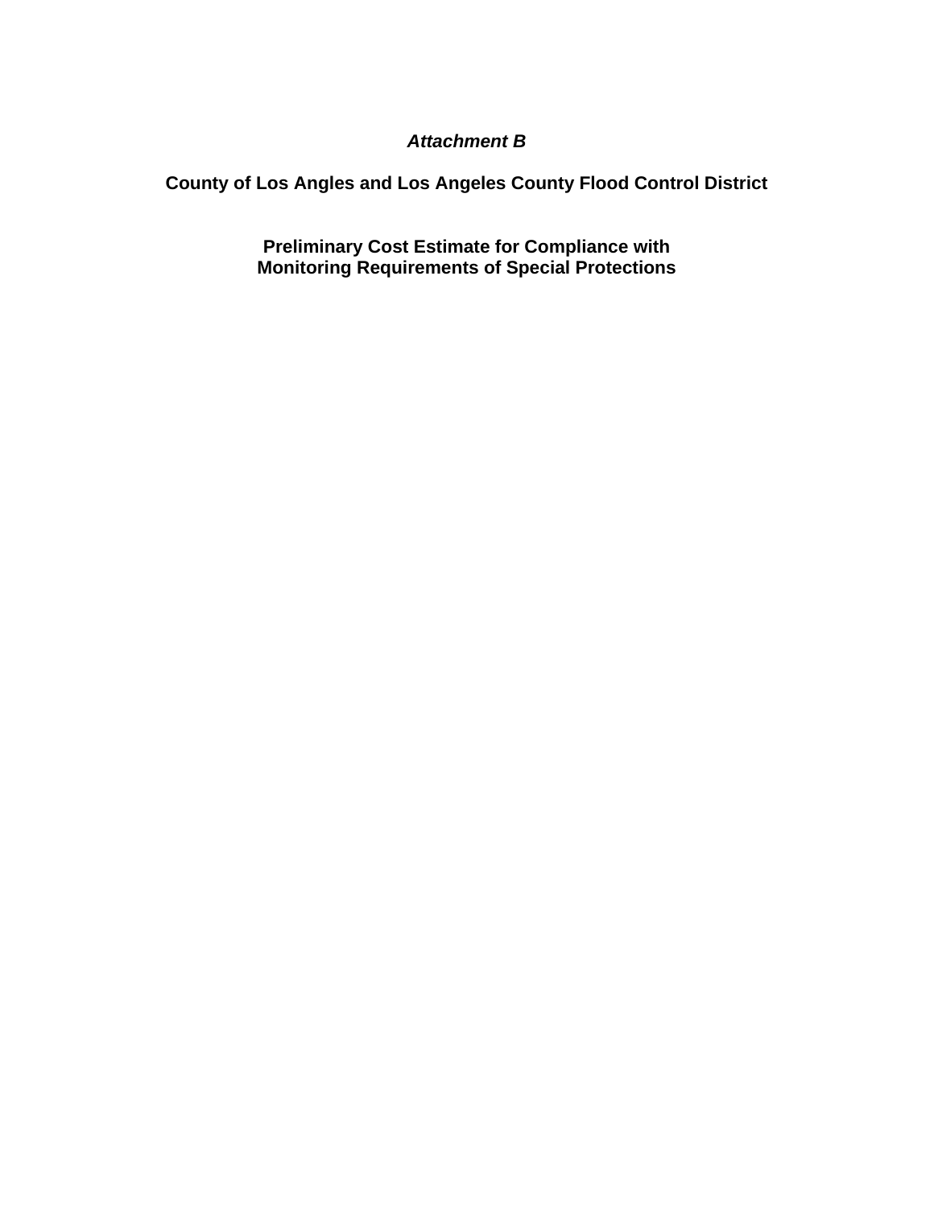***Attachment B***

**County of Los Angles and Los Angeles County Flood Control District**

**Preliminary Cost Estimate for Compliance with Monitoring Requirements of Special Protections**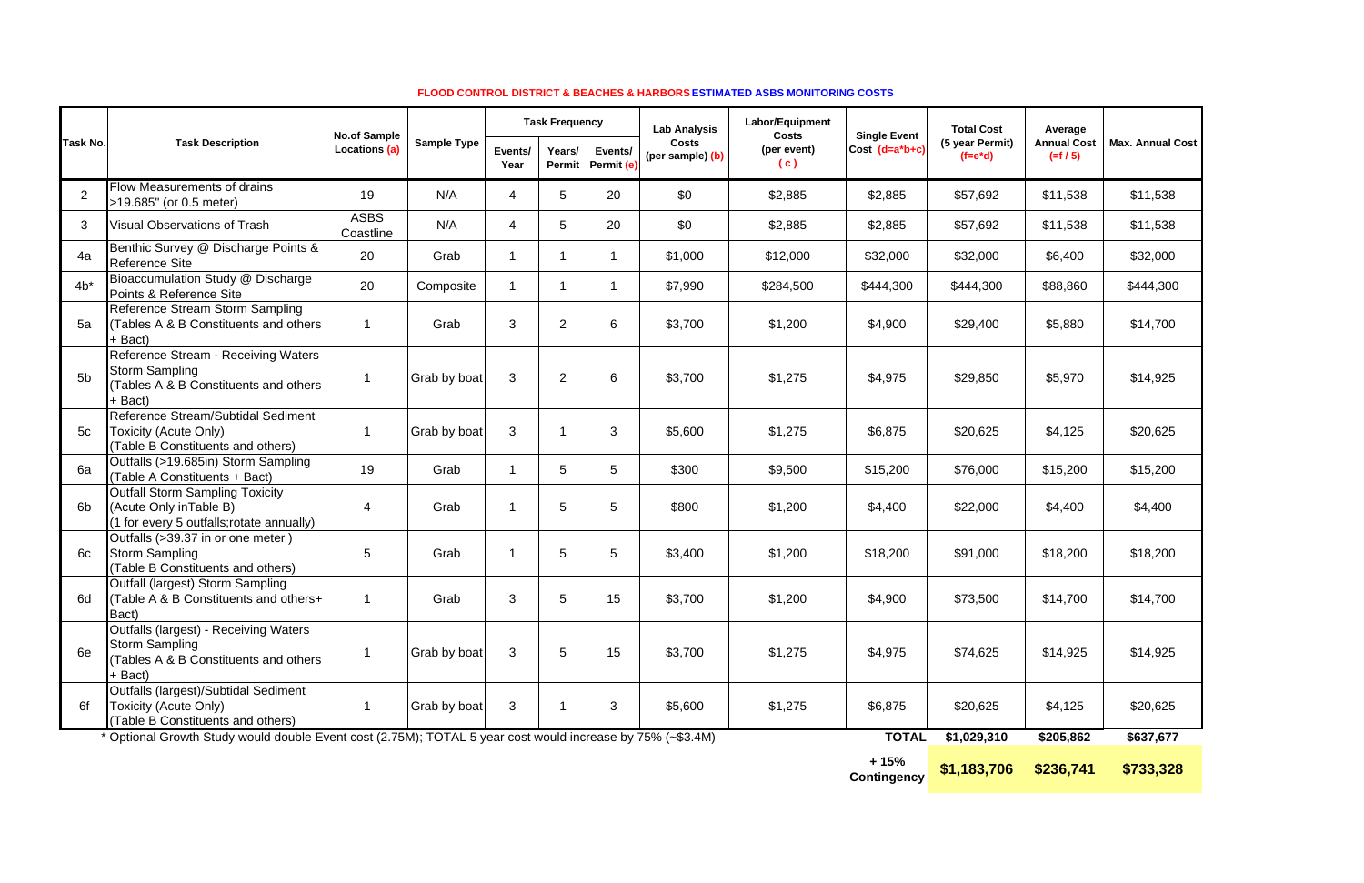**FLOOD CONTROL DISTRICT & BEACHES & HARBORS ESTIMATED ASBS MONITORING COSTS**

| Task No. | Task Description | No.of Sample Locations (a) | Sample Type | Task Frequency | | | Lab Analysis Costs (per sample) (b) | Labor/Equipment Costs (per event) ( c ) | Single Event Cost (d=a*b+c) | Total Cost (5 year Permit) (f=e*d) | Average Annual Cost (=f / 5) | Max. Annual Cost |
|---|---|---|---|---|---|---|---|---|---|---|---|---|
| | | | | Events/ Year | Years/ Permit | Events/ Permit (e) | | | | | | |
| 2 | Flow Measurements of drains >19.685" (or 0.5 meter) | 19 | N/A | 4 | 5 | 20 | $0 | $2,885 | $2,885 | $57,692 | $11,538 | $11,538 |
| 3 | Visual Observations of Trash | ASBS Coastline | N/A | 4 | 5 | 20 | $0 | $2,885 | $2,885 | $57,692 | $11,538 | $11,538 |
| 4a | Benthic Survey @ Discharge Points & Reference Site | 20 | Grab | 1 | 1 | 1 | $1,000 | $12,000 | $32,000 | $32,000 | $6,400 | $32,000 |
| 4b* | Bioaccumulation Study @ Discharge Points & Reference Site | 20 | Composite | 1 | 1 | 1 | $7,990 | $284,500 | $444,300 | $444,300 | $88,860 | $444,300 |
| 5a | Reference Stream Storm Sampling (Tables A & B Constituents and others + Bact) | 1 | Grab | 3 | 2 | 6 | $3,700 | $1,200 | $4,900 | $29,400 | $5,880 | $14,700 |
| 5b | Reference Stream - Receiving Waters Storm Sampling (Tables A & B Constituents and others + Bact) | 1 | Grab by boat | 3 | 2 | 6 | $3,700 | $1,275 | $4,975 | $29,850 | $5,970 | $14,925 |
| 5c | Reference Stream/Subtidal Sediment Toxicity (Acute Only) (Table B Constituents and others) | 1 | Grab by boat | 3 | 1 | 3 | $5,600 | $1,275 | $6,875 | $20,625 | $4,125 | $20,625 |
| 6a | Outfalls (>19.685in) Storm Sampling (Table A Constituents + Bact) | 19 | Grab | 1 | 5 | 5 | $300 | $9,500 | $15,200 | $76,000 | $15,200 | $15,200 |
| 6b | Outfall Storm Sampling Toxicity (Acute Only inTable B) (1 for every 5 outfalls;rotate annually) | 4 | Grab | 1 | 5 | 5 | $800 | $1,200 | $4,400 | $22,000 | $4,400 | $4,400 |
| 6c | Outfalls (>39.37 in or one meter ) Storm Sampling (Table B Constituents and others) | 5 | Grab | 1 | 5 | 5 | $3,400 | $1,200 | $18,200 | $91,000 | $18,200 | $18,200 |
| 6d | Outfall (largest) Storm Sampling (Table A & B Constituents and others+ Bact) | 1 | Grab | 3 | 5 | 15 | $3,700 | $1,200 | $4,900 | $73,500 | $14,700 | $14,700 |
| 6e | Outfalls (largest) - Receiving Waters Storm Sampling (Tables A & B Constituents and others + Bact) | 1 | Grab by boat | 3 | 5 | 15 | $3,700 | $1,275 | $4,975 | $74,625 | $14,925 | $14,925 |
| 6f | Outfalls (largest)/Subtidal Sediment Toxicity (Acute Only) (Table B Constituents and others) | 1 | Grab by boat | 3 | 1 | 3 | $5,600 | $1,275 | $6,875 | $20,625 | $4,125 | $20,625 |
| | | | | | | | | | **TOTAL** | **$1,029,310** | **$205,862** | **$637,677** |
| | | | | | | | | | **+ 15% Contingency** | **$1,183,706** | **$236,741** | **$733,328** |

* Optional Growth Study would double Event cost (2.75M); TOTAL 5 year cost would increase by 75% (~$3.4M)